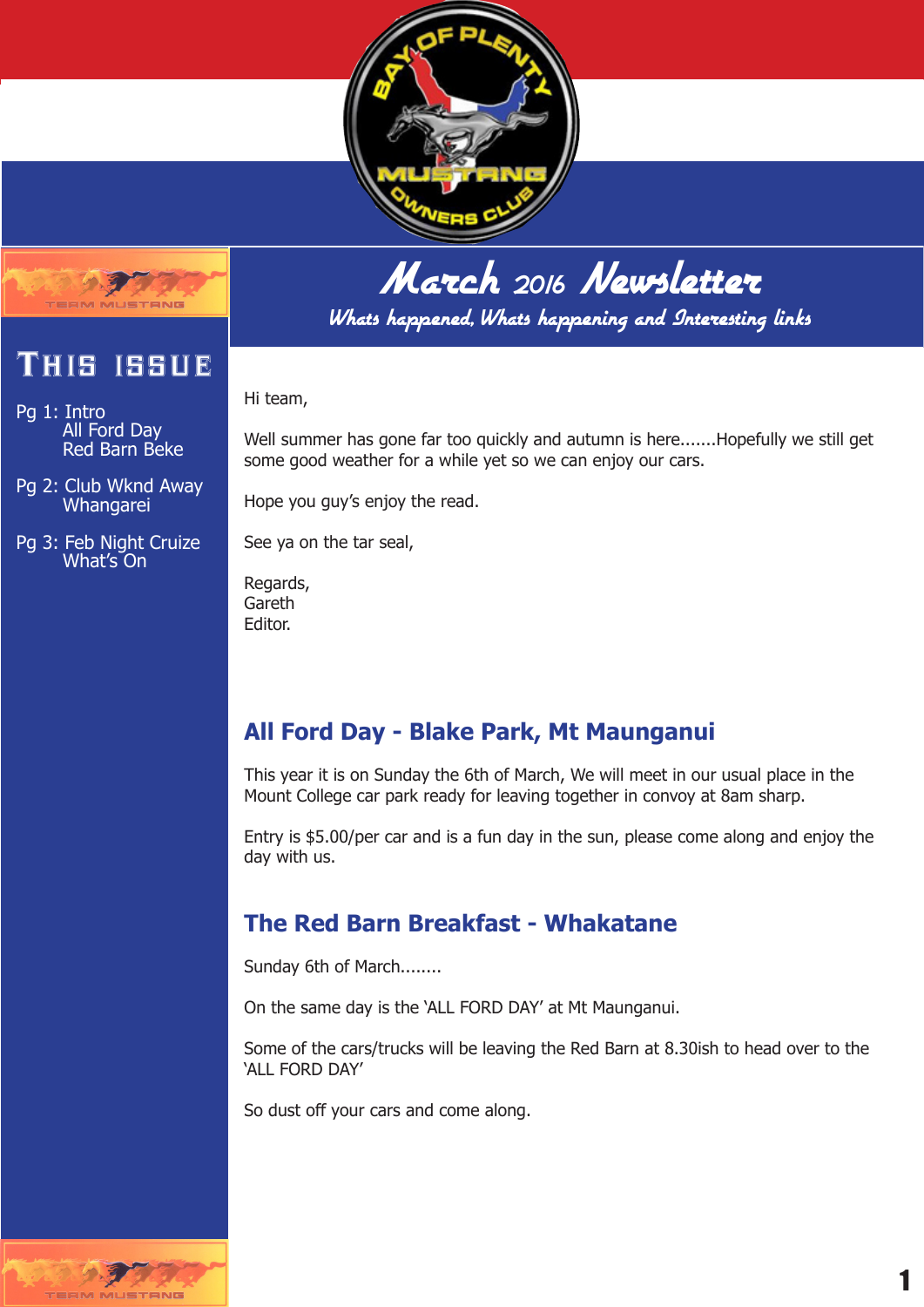# March 2016 Newsletter

*Whats happened, Whats happening and Interesting links*

## This issue

Pg 1: Intro
All Ford Day
Red Barn Beke

Pg 2: Club Wknd Away
Whangarei

Pg 3: Feb Night Cruize
What's On

Hi team,

Well summer has gone far too quickly and autumn is here.......Hopefully we still get some good weather for a while yet so we can enjoy our cars.

Hope you guy's enjoy the read.

See ya on the tar seal,

Regards,
Gareth
Editor.

## All Ford Day - Blake Park, Mt Maunganui

This year it is on Sunday the 6th of March, We will meet in our usual place in the Mount College car park ready for leaving together in convoy at 8am sharp.

Entry is $5.00/per car and is a fun day in the sun, please come along and enjoy the day with us.

## The Red Barn Breakfast - Whakatane

Sunday 6th of March........

On the same day is the 'ALL FORD DAY' at Mt Maunganui.

Some of the cars/trucks will be leaving the Red Barn at 8.30ish to head over to the 'ALL FORD DAY'

So dust off your cars and come along.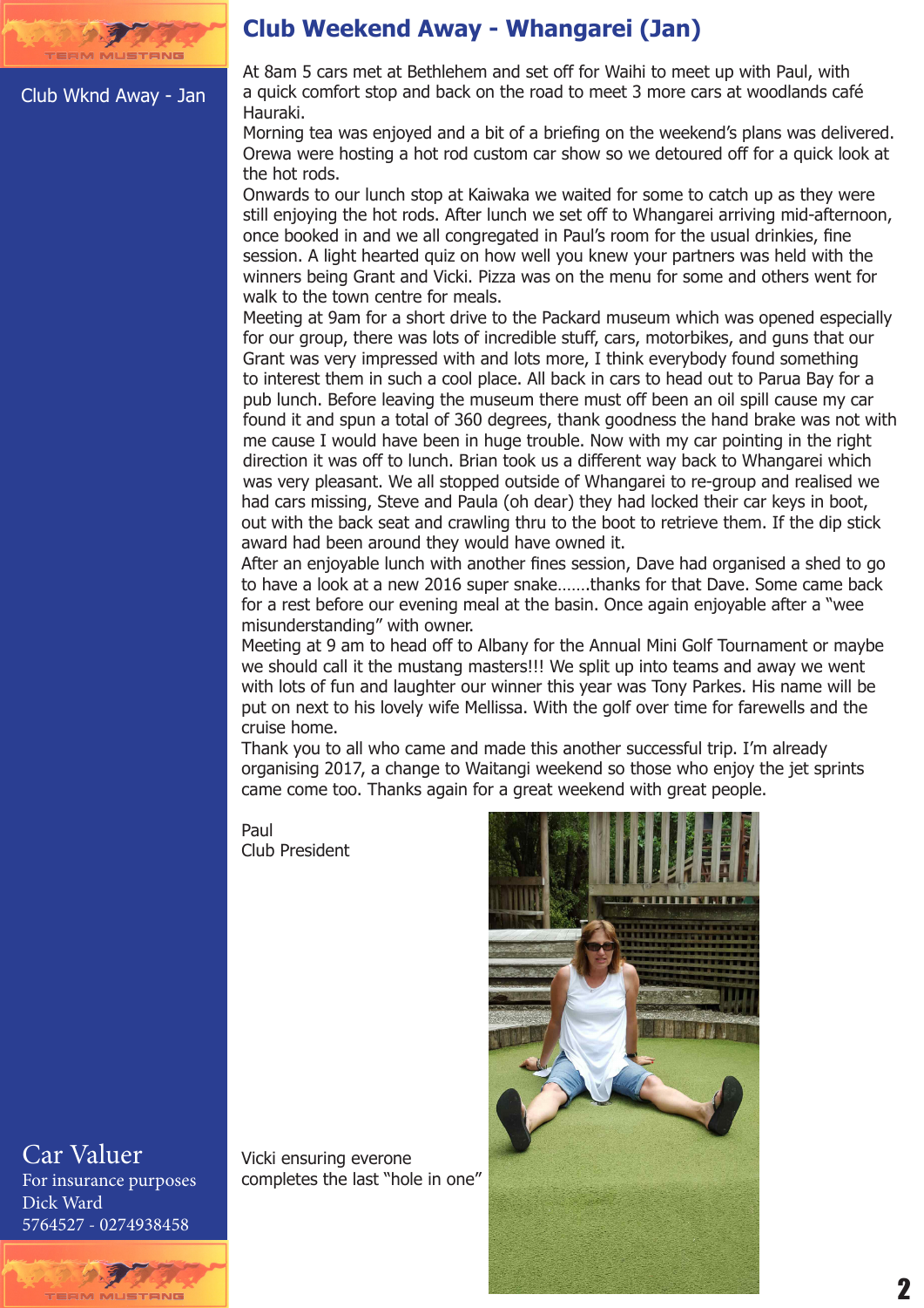Club Wknd Away - Jan

# Club Weekend Away - Whangarei (Jan)

At 8am 5 cars met at Bethlehem and set off for Waihi to meet up with Paul, with a quick comfort stop and back on the road to meet 3 more cars at woodlands café Hauraki.

Morning tea was enjoyed and a bit of a briefing on the weekend's plans was delivered. Orewa were hosting a hot rod custom car show so we detoured off for a quick look at the hot rods.

Onwards to our lunch stop at Kaiwaka we waited for some to catch up as they were still enjoying the hot rods. After lunch we set off to Whangarei arriving mid-afternoon, once booked in and we all congregated in Paul's room for the usual drinkies, fine session. A light hearted quiz on how well you knew your partners was held with the winners being Grant and Vicki. Pizza was on the menu for some and others went for walk to the town centre for meals.

Meeting at 9am for a short drive to the Packard museum which was opened especially for our group, there was lots of incredible stuff, cars, motorbikes, and guns that our Grant was very impressed with and lots more, I think everybody found something to interest them in such a cool place. All back in cars to head out to Parua Bay for a pub lunch. Before leaving the museum there must off been an oil spill cause my car found it and spun a total of 360 degrees, thank goodness the hand brake was not with me cause I would have been in huge trouble. Now with my car pointing in the right direction it was off to lunch. Brian took us a different way back to Whangarei which was very pleasant. We all stopped outside of Whangarei to re-group and realised we had cars missing, Steve and Paula (oh dear) they had locked their car keys in boot, out with the back seat and crawling thru to the boot to retrieve them. If the dip stick award had been around they would have owned it.

After an enjoyable lunch with another fines session, Dave had organised a shed to go to have a look at a new 2016 super snake…….thanks for that Dave. Some came back for a rest before our evening meal at the basin. Once again enjoyable after a "wee misunderstanding" with owner.

Meeting at 9 am to head off to Albany for the Annual Mini Golf Tournament or maybe we should call it the mustang masters!!! We split up into teams and away we went with lots of fun and laughter our winner this year was Tony Parkes. His name will be put on next to his lovely wife Mellissa. With the golf over time for farewells and the cruise home.

Thank you to all who came and made this another successful trip. I'm already organising 2017, a change to Waitangi weekend so those who enjoy the jet sprints came come too. Thanks again for a great weekend with great people.

Paul
Club President

Vicki ensuring everone completes the last "hole in one"

Car Valuer
For insurance purposes
Dick Ward
5764527 - 0274938458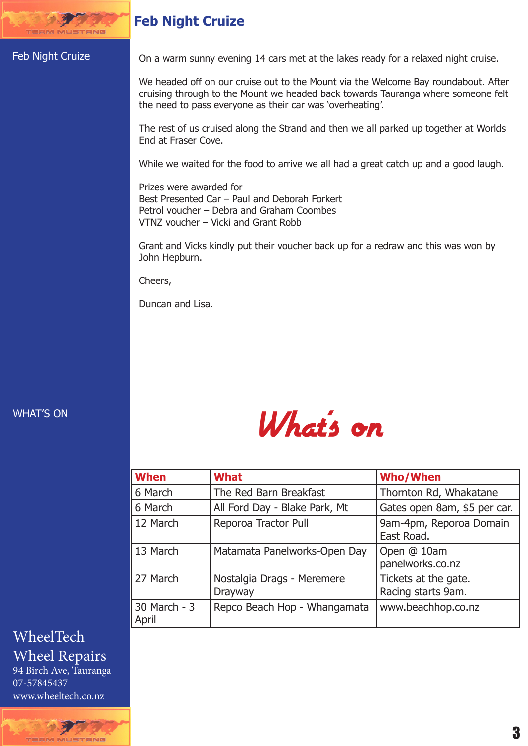# Feb Night Cruize

On a warm sunny evening 14 cars met at the lakes ready for a relaxed night cruise.

We headed off on our cruise out to the Mount via the Welcome Bay roundabout. After cruising through to the Mount we headed back towards Tauranga where someone felt the need to pass everyone as their car was 'overheating'.

The rest of us cruised along the Strand and then we all parked up together at Worlds End at Fraser Cove.

While we waited for the food to arrive we all had a great catch up and a good laugh.

Prizes were awarded for
Best Presented Car – Paul and Deborah Forkert
Petrol voucher – Debra and Graham Coombes
VTNZ voucher – Vicki and Grant Robb

Grant and Vicks kindly put their voucher back up for a redraw and this was won by John Hepburn.

Cheers,

Duncan and Lisa.

# What's on

| When | What | Who/When |
|---|---|---|
| 6 March | The Red Barn Breakfast | Thornton Rd, Whakatane |
| 6 March | All Ford Day - Blake Park, Mt | Gates open 8am, $5 per car. |
| 12 March | Reporoa Tractor Pull | 9am-4pm, Reporoa Domain East Road. |
| 13 March | Matamata Panelworks-Open Day | Open @ 10am panelworks.co.nz |
| 27 March | Nostalgia Drags - Meremere Drayway | Tickets at the gate. Racing starts 9am. |
| 30 March - 3 April | Repco Beach Hop - Whangamata | www.beachhop.co.nz |

WheelTech
Wheel Repairs
94 Birch Ave, Tauranga
07-57845437
www.wheeltech.co.nz